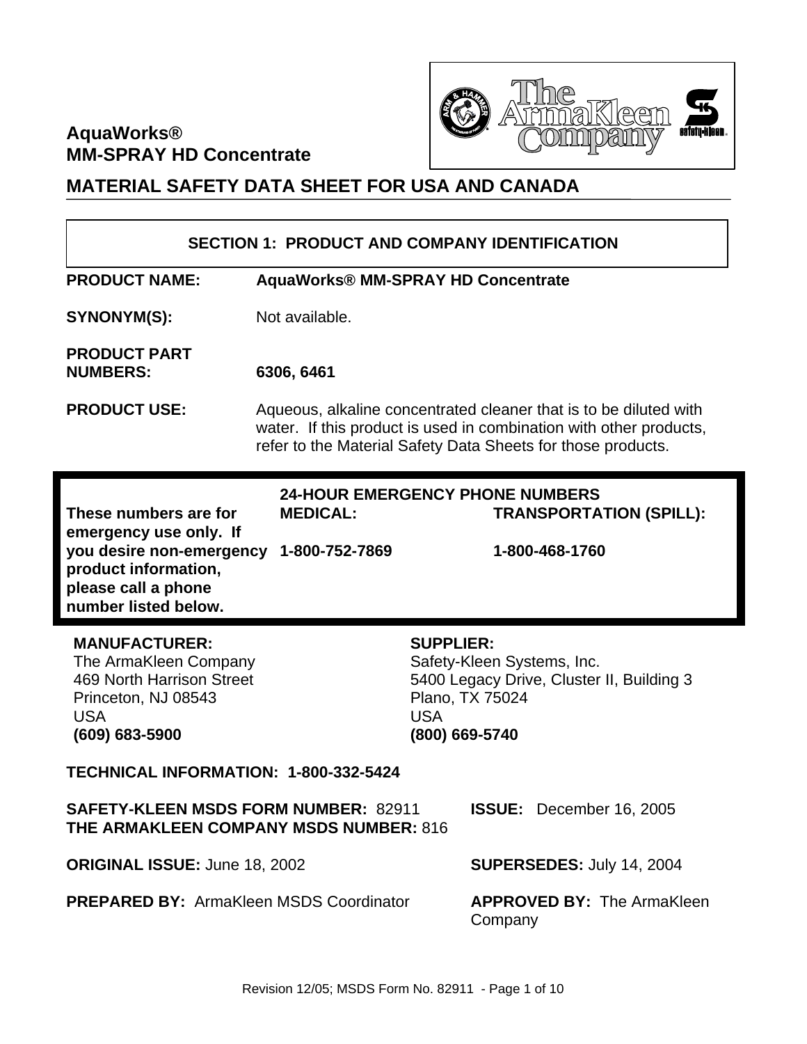**AquaWorks®**
**MM-SPRAY HD Concentrate**

# MATERIAL SAFETY DATA SHEET FOR USA AND CANADA

## SECTION 1: PRODUCT AND COMPANY IDENTIFICATION

**PRODUCT NAME:** **AquaWorks® MM-SPRAY HD Concentrate**

**SYNONYM(S):** Not available.

**PRODUCT PART NUMBERS:** **6306, 6461**

**PRODUCT USE:** Aqueous, alkaline concentrated cleaner that is to be diluted with water. If this product is used in combination with other products, refer to the Material Safety Data Sheets for those products.

| | 24-HOUR EMERGENCY PHONE NUMBERS | |
|---|---|---|
| **These numbers are for emergency use only. If you desire non-emergency product information, please call a phone number listed below.** | **MEDICAL:** | **TRANSPORTATION (SPILL):** |
| | **1-800-752-7869** | **1-800-468-1760** |

**MANUFACTURER:**
The ArmaKleen Company
469 North Harrison Street
Princeton, NJ 08543
USA
**(609) 683-5900**

**SUPPLIER:**
Safety-Kleen Systems, Inc.
5400 Legacy Drive, Cluster II, Building 3
Plano, TX 75024
USA
**(800) 669-5740**

**TECHNICAL INFORMATION: 1-800-332-5424**

**SAFETY-KLEEN MSDS FORM NUMBER:** 82911
**THE ARMAKLEEN COMPANY MSDS NUMBER:** 816

**ISSUE:** December 16, 2005

**ORIGINAL ISSUE:** June 18, 2002

**SUPERSEDES:** July 14, 2004

**PREPARED BY:** ArmaKleen MSDS Coordinator

**APPROVED BY:** The ArmaKleen Company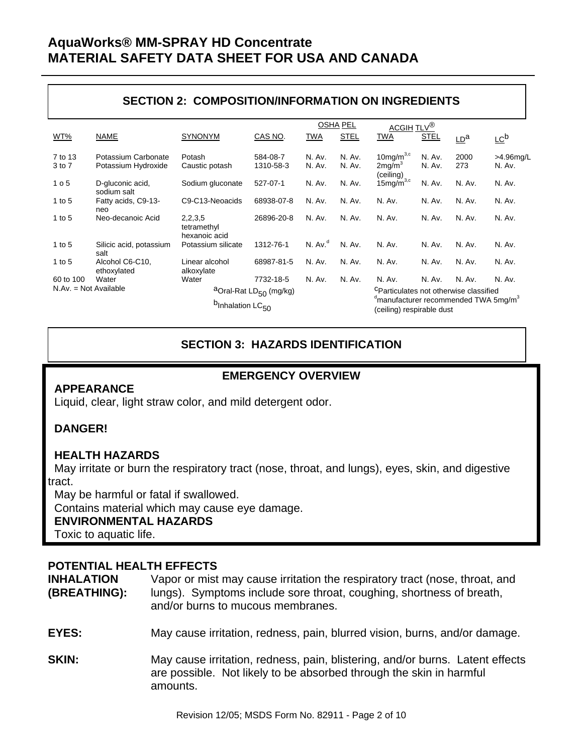## SECTION 2: COMPOSITION/INFORMATION ON INGREDIENTS

| | | | | OSHA PEL | | ACGIH TLV® | | | |
|---|---|---|---|---|---|---|---|---|---|
| WT% | NAME | SYNONYM | CAS NO. | TWA | STEL | TWA | STEL | LD[a] | LC[b] |
| 7 to 13 | Potassium Carbonate | Potash | 584-08-7 | N. Av. | N. Av. | $10 mg/m^3$ [3,c] | N. Av. | 2000 | >4.96mg/L |
| 3 to 7 | Potassium Hydroxide | Caustic potash | 1310-58-3 | N. Av. | N. Av. | $2 mg/m^3$ (ceiling) | N. Av. | 273 | N. Av. |
| 1 o 5 | D-gluconic acid, sodium salt | Sodium gluconate | 527-07-1 | N. Av. | N. Av. | $15 mg/m^3$ [3,c] | N. Av. | N. Av. | N. Av. |
| 1 to 5 | Fatty acids, C9-13-neo | C9-C13-Neoacids | 68938-07-8 | N. Av. | N. Av. | N. Av. | N. Av. | N. Av. | N. Av. |
| 1 to 5 | Neo-decanoic Acid | 2,2,3,5 tetramethyl hexanoic acid | 26896-20-8 | N. Av. | N. Av. | N. Av. | N. Av. | N. Av. | N. Av. |
| 1 to 5 | Silicic acid, potassium salt | Potassium silicate | 1312-76-1 | N. Av.[d] | N. Av. | N. Av. | N. Av. | N. Av. | N. Av. |
| 1 to 5 | Alcohol C6-C10, ethoxylated | Linear alcohol alkoxylate | 68987-81-5 | N. Av. | N. Av. | N. Av. | N. Av. | N. Av. | N. Av. |
| 60 to 100 | Water | Water | 7732-18-5 | N. Av. | N. Av. | N. Av. | N. Av. | N. Av. | N. Av. |

N.Av. = Not Available

[a]Oral-Rat $LD_{50}$ (mg/kg)

[b]Inhalation $LC_{50}$

[c]Particulates not otherwise classified

[d]manufacturer recommended TWA $5 mg/m^3$ (ceiling) respirable dust

## SECTION 3: HAZARDS IDENTIFICATION

### EMERGENCY OVERVIEW

**APPEARANCE**

Liquid, clear, light straw color, and mild detergent odor.

**DANGER!**

**HEALTH HAZARDS**

May irritate or burn the respiratory tract (nose, throat, and lungs), eyes, skin, and digestive tract.

May be harmful or fatal if swallowed.

Contains material which may cause eye damage.

**ENVIRONMENTAL HAZARDS**

Toxic to aquatic life.

### POTENTIAL HEALTH EFFECTS

**INHALATION (BREATHING):** Vapor or mist may cause irritation the respiratory tract (nose, throat, and lungs). Symptoms include sore throat, coughing, shortness of breath, and/or burns to mucous membranes.

**EYES:** May cause irritation, redness, pain, blurred vision, burns, and/or damage.

**SKIN:** May cause irritation, redness, pain, blistering, and/or burns. Latent effects are possible. Not likely to be absorbed through the skin in harmful amounts.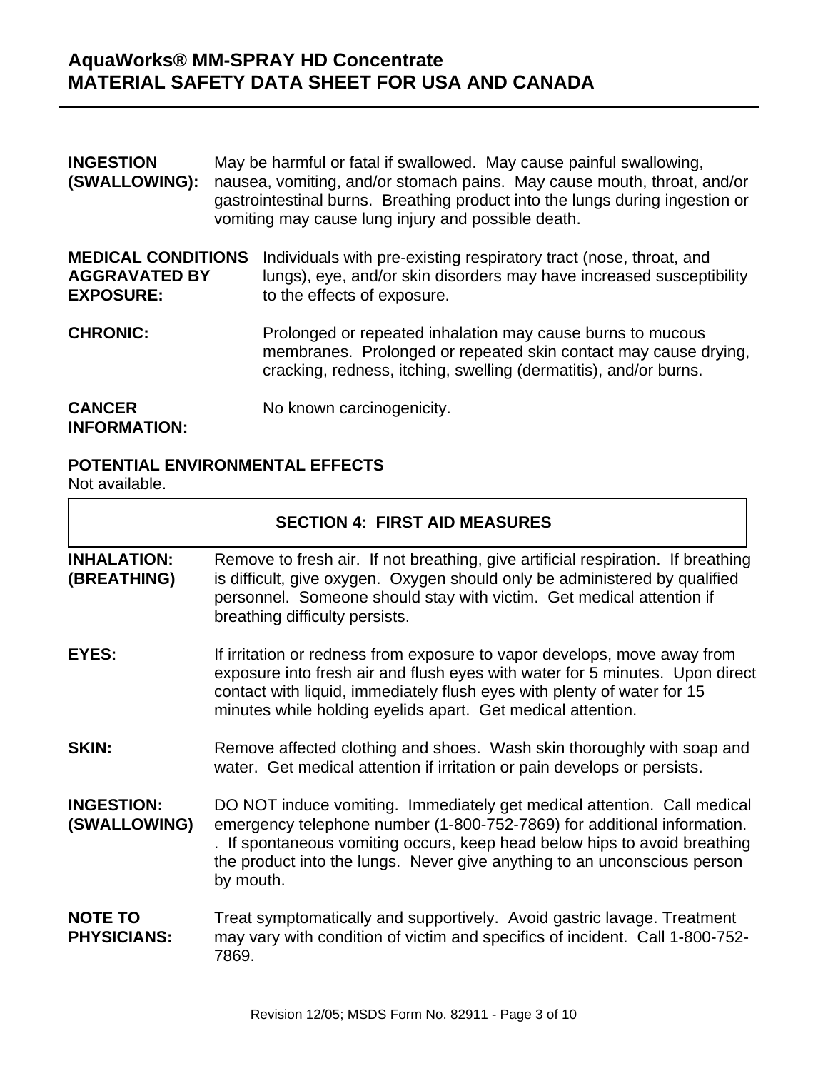**INGESTION (SWALLOWING):** May be harmful or fatal if swallowed. May cause painful swallowing, nausea, vomiting, and/or stomach pains. May cause mouth, throat, and/or gastrointestinal burns. Breathing product into the lungs during ingestion or vomiting may cause lung injury and possible death.

**MEDICAL CONDITIONS AGGRAVATED BY EXPOSURE:** Individuals with pre-existing respiratory tract (nose, throat, and lungs), eye, and/or skin disorders may have increased susceptibility to the effects of exposure.

**CHRONIC:** Prolonged or repeated inhalation may cause burns to mucous membranes. Prolonged or repeated skin contact may cause drying, cracking, redness, itching, swelling (dermatitis), and/or burns.

**CANCER INFORMATION:** No known carcinogenicity.

**POTENTIAL ENVIRONMENTAL EFFECTS**

Not available.

## SECTION 4: FIRST AID MEASURES

**INHALATION: (BREATHING)** Remove to fresh air. If not breathing, give artificial respiration. If breathing is difficult, give oxygen. Oxygen should only be administered by qualified personnel. Someone should stay with victim. Get medical attention if breathing difficulty persists.

**EYES:** If irritation or redness from exposure to vapor develops, move away from exposure into fresh air and flush eyes with water for 5 minutes. Upon direct contact with liquid, immediately flush eyes with plenty of water for 15 minutes while holding eyelids apart. Get medical attention.

**SKIN:** Remove affected clothing and shoes. Wash skin thoroughly with soap and water. Get medical attention if irritation or pain develops or persists.

**INGESTION: (SWALLOWING)** DO NOT induce vomiting. Immediately get medical attention. Call medical emergency telephone number (1-800-752-7869) for additional information. . If spontaneous vomiting occurs, keep head below hips to avoid breathing the product into the lungs. Never give anything to an unconscious person by mouth.

**NOTE TO PHYSICIANS:** Treat symptomatically and supportively. Avoid gastric lavage. Treatment may vary with condition of victim and specifics of incident. Call 1-800-752-7869.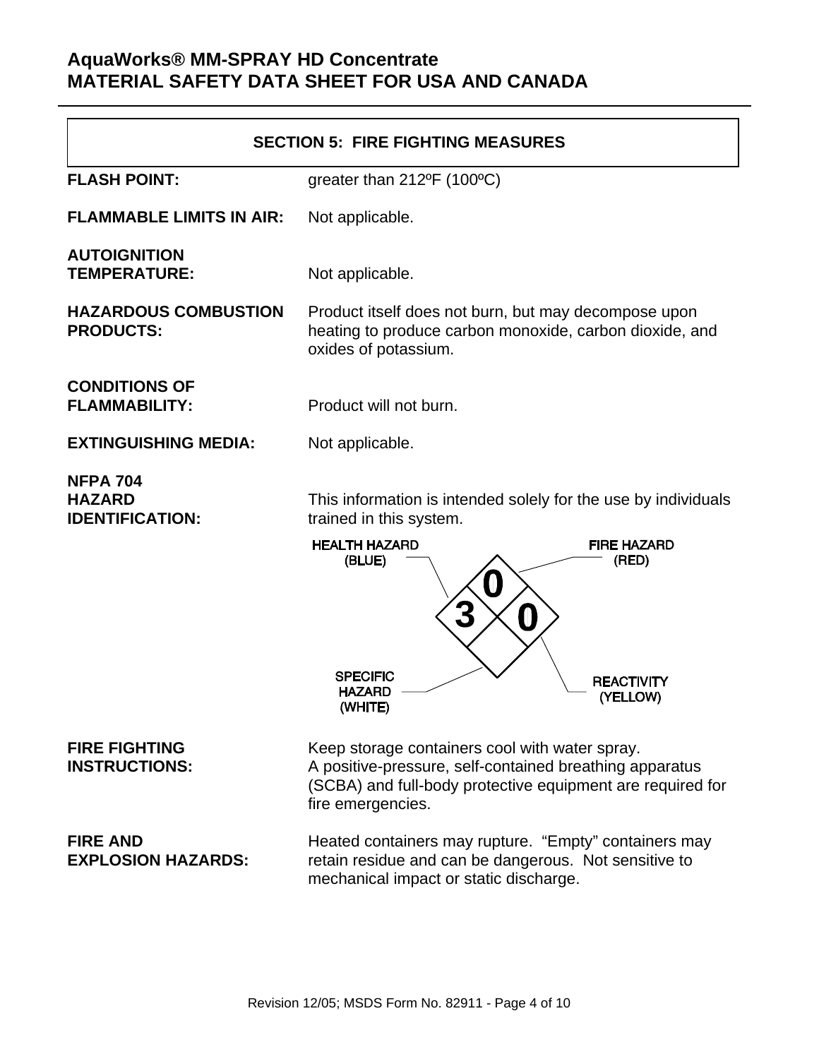## SECTION 5: FIRE FIGHTING MEASURES

**FLASH POINT:** greater than 212ºF (100ºC)

**FLAMMABLE LIMITS IN AIR:** Not applicable.

**AUTOIGNITION TEMPERATURE:** Not applicable.

**HAZARDOUS COMBUSTION PRODUCTS:** Product itself does not burn, but may decompose upon heating to produce carbon monoxide, carbon dioxide, and oxides of potassium.

**CONDITIONS OF FLAMMABILITY:** Product will not burn.

**EXTINGUISHING MEDIA:** Not applicable.

**NFPA 704 HAZARD IDENTIFICATION:** This information is intended solely for the use by individuals trained in this system.

| HEALTH HAZARD (BLUE) | FIRE HAZARD (RED) | REACTIVITY (YELLOW) | SPECIFIC HAZARD (WHITE) |
|---|---|---|---|
| 3 | 0 | 0 | |

**FIRE FIGHTING INSTRUCTIONS:** Keep storage containers cool with water spray. A positive-pressure, self-contained breathing apparatus (SCBA) and full-body protective equipment are required for fire emergencies.

**FIRE AND EXPLOSION HAZARDS:** Heated containers may rupture. "Empty" containers may retain residue and can be dangerous. Not sensitive to mechanical impact or static discharge.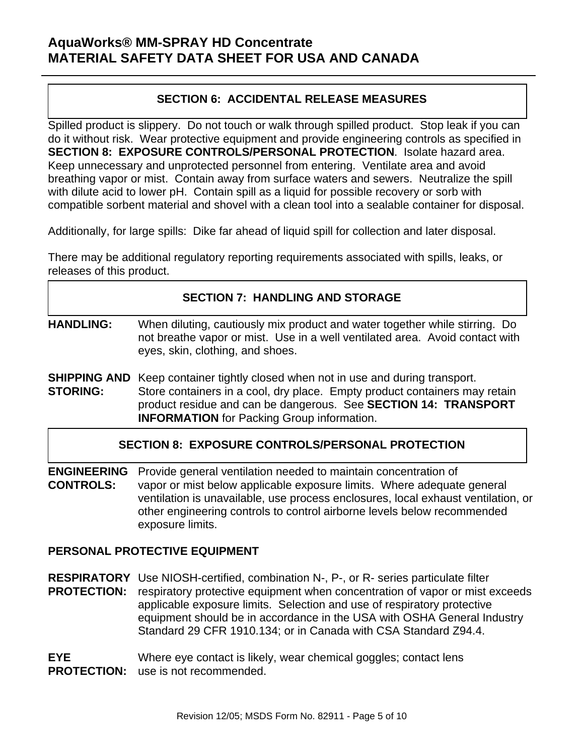## SECTION 6: ACCIDENTAL RELEASE MEASURES

Spilled product is slippery. Do not touch or walk through spilled product. Stop leak if you can do it without risk. Wear protective equipment and provide engineering controls as specified in **SECTION 8: EXPOSURE CONTROLS/PERSONAL PROTECTION**. Isolate hazard area. Keep unnecessary and unprotected personnel from entering. Ventilate area and avoid breathing vapor or mist. Contain away from surface waters and sewers. Neutralize the spill with dilute acid to lower pH. Contain spill as a liquid for possible recovery or sorb with compatible sorbent material and shovel with a clean tool into a sealable container for disposal.

Additionally, for large spills: Dike far ahead of liquid spill for collection and later disposal.

There may be additional regulatory reporting requirements associated with spills, leaks, or releases of this product.

## SECTION 7: HANDLING AND STORAGE

**HANDLING:** When diluting, cautiously mix product and water together while stirring. Do not breathe vapor or mist. Use in a well ventilated area. Avoid contact with eyes, skin, clothing, and shoes.

**SHIPPING AND STORING:** Keep container tightly closed when not in use and during transport. Store containers in a cool, dry place. Empty product containers may retain product residue and can be dangerous. See **SECTION 14: TRANSPORT INFORMATION** for Packing Group information.

## SECTION 8: EXPOSURE CONTROLS/PERSONAL PROTECTION

**ENGINEERING CONTROLS:** Provide general ventilation needed to maintain concentration of vapor or mist below applicable exposure limits. Where adequate general ventilation is unavailable, use process enclosures, local exhaust ventilation, or other engineering controls to control airborne levels below recommended exposure limits.

**PERSONAL PROTECTIVE EQUIPMENT**

**RESPIRATORY PROTECTION:** Use NIOSH-certified, combination N-, P-, or R- series particulate filter respiratory protective equipment when concentration of vapor or mist exceeds applicable exposure limits. Selection and use of respiratory protective equipment should be in accordance in the USA with OSHA General Industry Standard 29 CFR 1910.134; or in Canada with CSA Standard Z94.4.

**EYE PROTECTION:** Where eye contact is likely, wear chemical goggles; contact lens use is not recommended.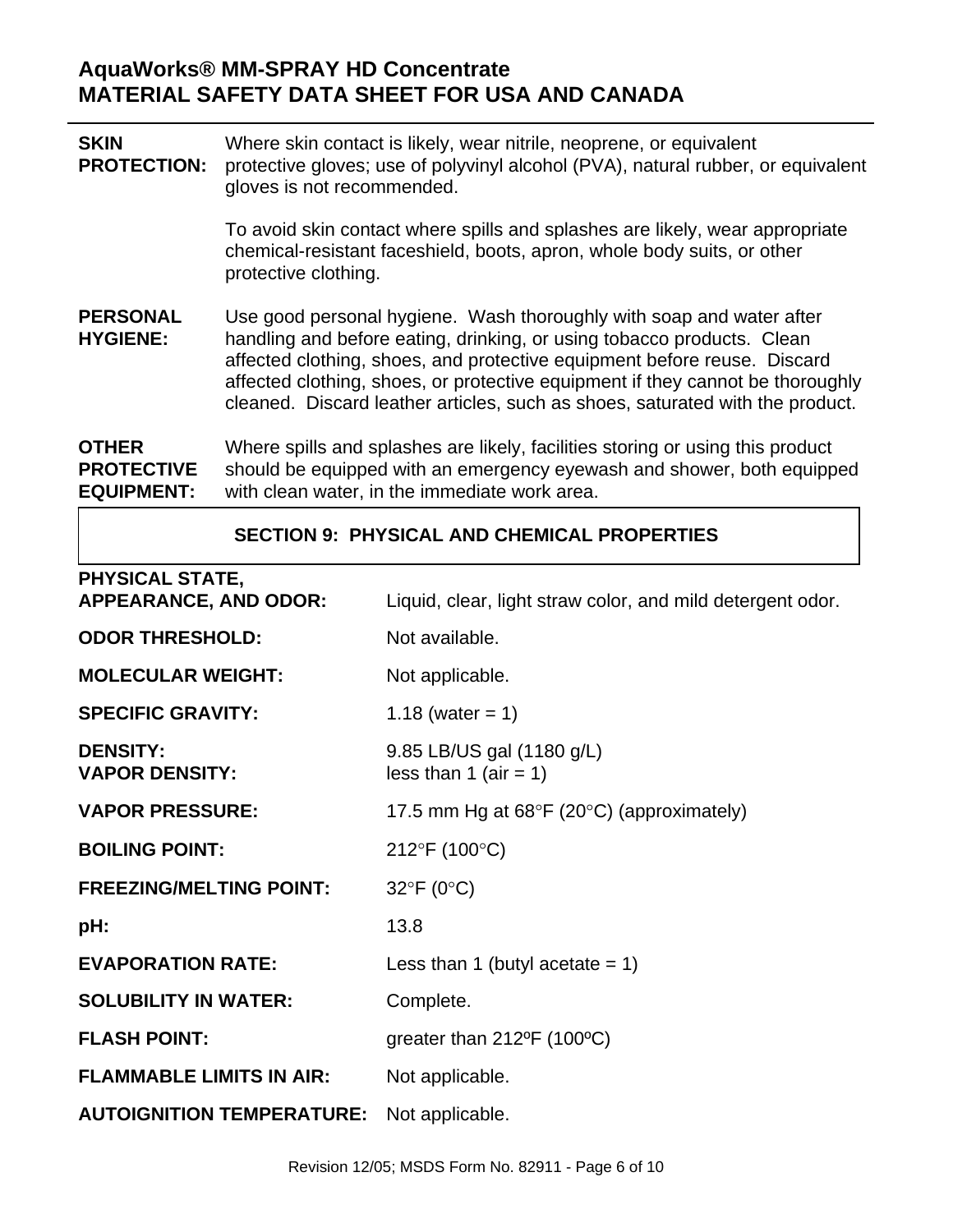**SKIN PROTECTION:** Where skin contact is likely, wear nitrile, neoprene, or equivalent protective gloves; use of polyvinyl alcohol (PVA), natural rubber, or equivalent gloves is not recommended.

To avoid skin contact where spills and splashes are likely, wear appropriate chemical-resistant faceshield, boots, apron, whole body suits, or other protective clothing.

**PERSONAL HYGIENE:** Use good personal hygiene. Wash thoroughly with soap and water after handling and before eating, drinking, or using tobacco products. Clean affected clothing, shoes, and protective equipment before reuse. Discard affected clothing, shoes, or protective equipment if they cannot be thoroughly cleaned. Discard leather articles, such as shoes, saturated with the product.

**OTHER PROTECTIVE EQUIPMENT:** Where spills and splashes are likely, facilities storing or using this product should be equipped with an emergency eyewash and shower, both equipped with clean water, in the immediate work area.

## SECTION 9: PHYSICAL AND CHEMICAL PROPERTIES

| | |
|---|---|
| **PHYSICAL STATE, APPEARANCE, AND ODOR:** | Liquid, clear, light straw color, and mild detergent odor. |
| **ODOR THRESHOLD:** | Not available. |
| **MOLECULAR WEIGHT:** | Not applicable. |
| **SPECIFIC GRAVITY:** | 1.18 (water = 1) |
| **DENSITY:** | 9.85 LB/US gal (1180 g/L) |
| **VAPOR DENSITY:** | less than 1 (air = 1) |
| **VAPOR PRESSURE:** | 17.5 mm Hg at 68°F (20°C) (approximately) |
| **BOILING POINT:** | 212°F (100°C) |
| **FREEZING/MELTING POINT:** | 32°F (0°C) |
| **pH:** | 13.8 |
| **EVAPORATION RATE:** | Less than 1 (butyl acetate = 1) |
| **SOLUBILITY IN WATER:** | Complete. |
| **FLASH POINT:** | greater than 212ºF (100ºC) |
| **FLAMMABLE LIMITS IN AIR:** | Not applicable. |
| **AUTOIGNITION TEMPERATURE:** | Not applicable. |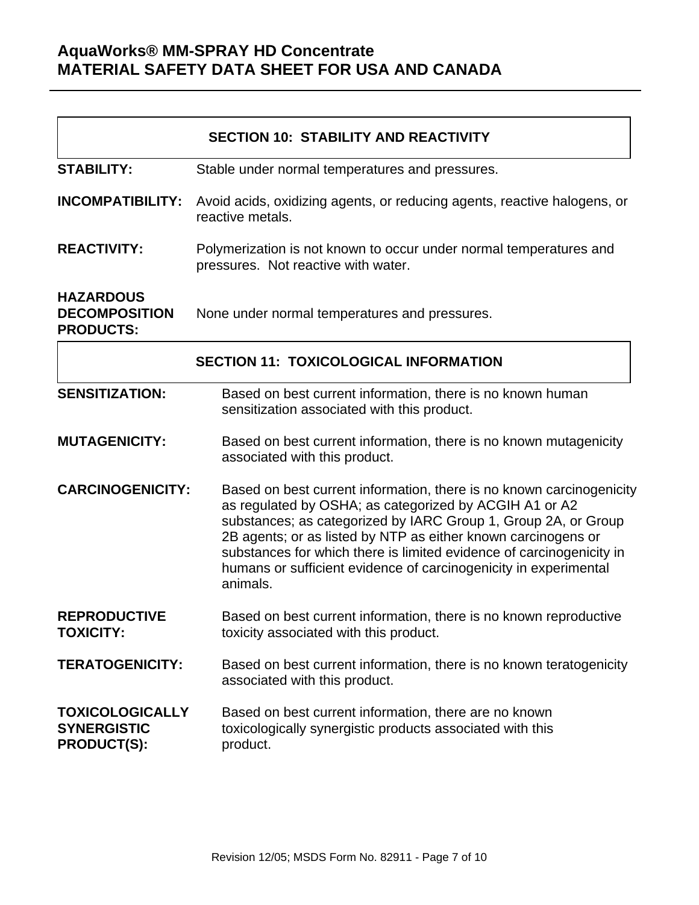## SECTION 10: STABILITY AND REACTIVITY

**STABILITY:** Stable under normal temperatures and pressures.

**INCOMPATIBILITY:** Avoid acids, oxidizing agents, or reducing agents, reactive halogens, or reactive metals.

**REACTIVITY:** Polymerization is not known to occur under normal temperatures and pressures. Not reactive with water.

**HAZARDOUS DECOMPOSITION PRODUCTS:** None under normal temperatures and pressures.

## SECTION 11: TOXICOLOGICAL INFORMATION

**SENSITIZATION:** Based on best current information, there is no known human sensitization associated with this product.

**MUTAGENICITY:** Based on best current information, there is no known mutagenicity associated with this product.

**CARCINOGENICITY:** Based on best current information, there is no known carcinogenicity as regulated by OSHA; as categorized by ACGIH A1 or A2 substances; as categorized by IARC Group 1, Group 2A, or Group 2B agents; or as listed by NTP as either known carcinogens or substances for which there is limited evidence of carcinogenicity in humans or sufficient evidence of carcinogenicity in experimental animals.

**REPRODUCTIVE TOXICITY:** Based on best current information, there is no known reproductive toxicity associated with this product.

**TERATOGENICITY:** Based on best current information, there is no known teratogenicity associated with this product.

**TOXICOLOGICALLY SYNERGISTIC PRODUCT(S):** Based on best current information, there are no known toxicologically synergistic products associated with this product.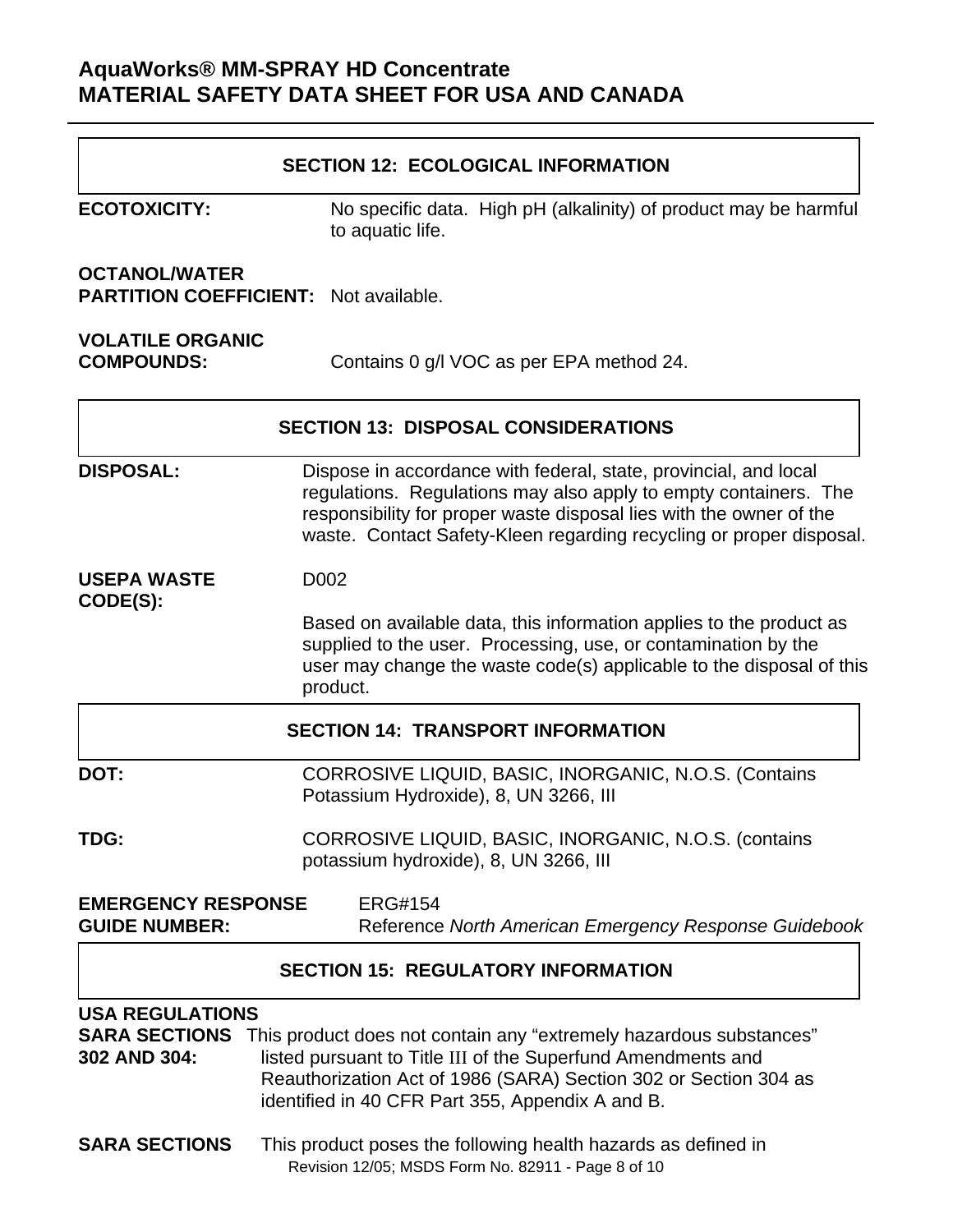## SECTION 12: ECOLOGICAL INFORMATION

**ECOTOXICITY:** No specific data. High pH (alkalinity) of product may be harmful to aquatic life.

**OCTANOL/WATER PARTITION COEFFICIENT:** Not available.

**VOLATILE ORGANIC COMPOUNDS:** Contains 0 g/l VOC as per EPA method 24.

## SECTION 13: DISPOSAL CONSIDERATIONS

**DISPOSAL:** Dispose in accordance with federal, state, provincial, and local regulations. Regulations may also apply to empty containers. The responsibility for proper waste disposal lies with the owner of the waste. Contact Safety-Kleen regarding recycling or proper disposal.

**USEPA WASTE CODE(S):** D002

Based on available data, this information applies to the product as supplied to the user. Processing, use, or contamination by the user may change the waste code(s) applicable to the disposal of this product.

## SECTION 14: TRANSPORT INFORMATION

**DOT:** CORROSIVE LIQUID, BASIC, INORGANIC, N.O.S. (Contains Potassium Hydroxide), 8, UN 3266, III

**TDG:** CORROSIVE LIQUID, BASIC, INORGANIC, N.O.S. (contains potassium hydroxide), 8, UN 3266, III

**EMERGENCY RESPONSE GUIDE NUMBER:** ERG#154
Reference *North American Emergency Response Guidebook*

## SECTION 15: REGULATORY INFORMATION

**USA REGULATIONS**

**SARA SECTIONS 302 AND 304:** This product does not contain any "extremely hazardous substances" listed pursuant to Title III of the Superfund Amendments and Reauthorization Act of 1986 (SARA) Section 302 or Section 304 as identified in 40 CFR Part 355, Appendix A and B.

**SARA SECTIONS** This product poses the following health hazards as defined in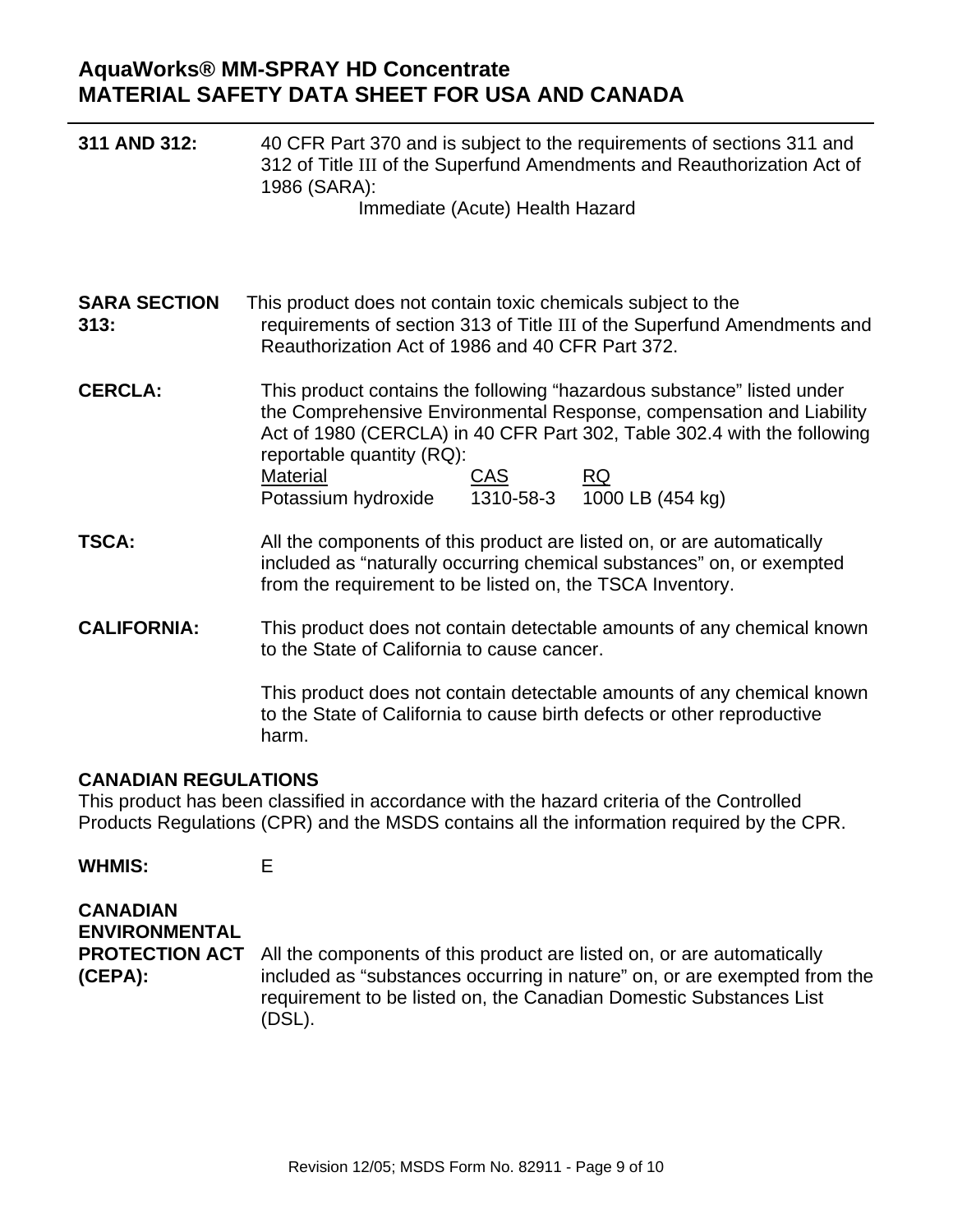**311 AND 312:** 40 CFR Part 370 and is subject to the requirements of sections 311 and 312 of Title III of the Superfund Amendments and Reauthorization Act of 1986 (SARA):

Immediate (Acute) Health Hazard

**SARA SECTION 313:** This product does not contain toxic chemicals subject to the requirements of section 313 of Title III of the Superfund Amendments and Reauthorization Act of 1986 and 40 CFR Part 372.

**CERCLA:** This product contains the following "hazardous substance" listed under the Comprehensive Environmental Response, compensation and Liability Act of 1980 (CERCLA) in 40 CFR Part 302, Table 302.4 with the following reportable quantity (RQ):

| Material | CAS | RQ |
|---|---|---|
| Potassium hydroxide | 1310-58-3 | 1000 LB (454 kg) |

**TSCA:** All the components of this product are listed on, or are automatically included as "naturally occurring chemical substances" on, or exempted from the requirement to be listed on, the TSCA Inventory.

**CALIFORNIA:** This product does not contain detectable amounts of any chemical known to the State of California to cause cancer.

This product does not contain detectable amounts of any chemical known to the State of California to cause birth defects or other reproductive harm.

**CANADIAN REGULATIONS**

This product has been classified in accordance with the hazard criteria of the Controlled Products Regulations (CPR) and the MSDS contains all the information required by the CPR.

**WHMIS:** E

**CANADIAN ENVIRONMENTAL PROTECTION ACT (CEPA):** All the components of this product are listed on, or are automatically included as "substances occurring in nature" on, or are exempted from the requirement to be listed on, the Canadian Domestic Substances List (DSL).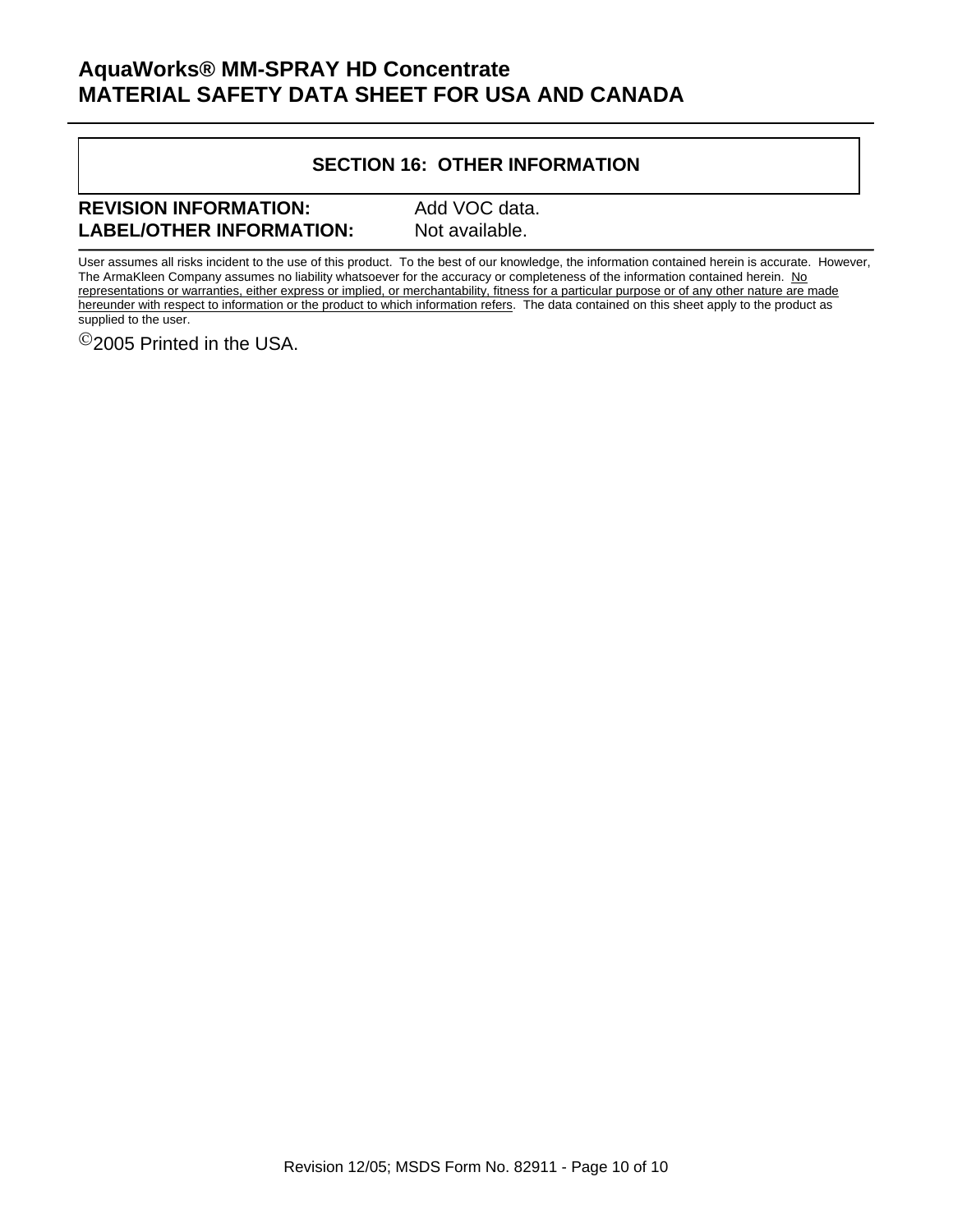## SECTION 16: OTHER INFORMATION

**REVISION INFORMATION:** Add VOC data.

**LABEL/OTHER INFORMATION:** Not available.

User assumes all risks incident to the use of this product. To the best of our knowledge, the information contained herein is accurate. However, The ArmaKleen Company assumes no liability whatsoever for the accuracy or completeness of the information contained herein. No representations or warranties, either express or implied, or merchantability, fitness for a particular purpose or of any other nature are made hereunder with respect to information or the product to which information refers. The data contained on this sheet apply to the product as supplied to the user.

©2005 Printed in the USA.